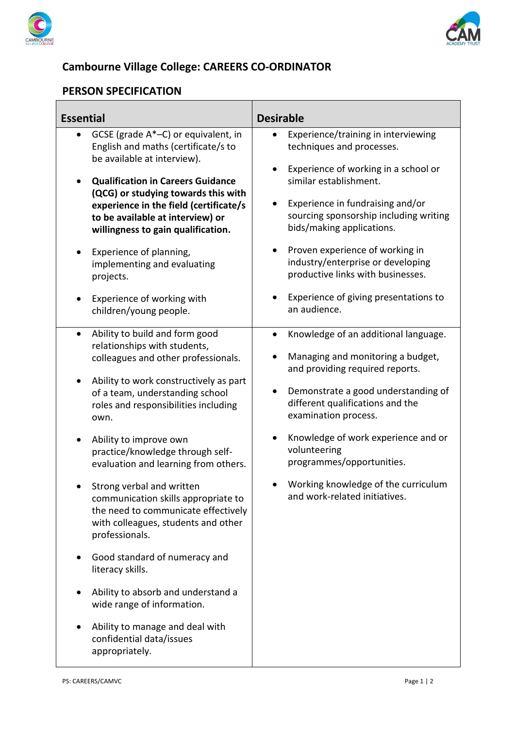## Cambourne Village College: CAREERS CO-ORDINATOR

## PERSON SPECIFICATION

| Essential | Desirable |
|---|---|
| • GCSE (grade A*–C) or equivalent, in English and maths (certificate/s to be available at interview).<br><br>• **Qualification in Careers Guidance (QCG) or studying towards this with experience in the field (certificate/s to be available at interview) or willingness to gain qualification.**<br><br>• Experience of planning, implementing and evaluating projects.<br><br>• Experience of working with children/young people. | • Experience/training in interviewing techniques and processes.<br><br>• Experience of working in a school or similar establishment.<br><br>• Experience in fundraising and/or sourcing sponsorship including writing bids/making applications.<br><br>• Proven experience of working in industry/enterprise or developing productive links with businesses.<br><br>• Experience of giving presentations to an audience. |
| • Ability to build and form good relationships with students, colleagues and other professionals.<br><br>• Ability to work constructively as part of a team, understanding school roles and responsibilities including own.<br><br>• Ability to improve own practice/knowledge through self-evaluation and learning from others.<br><br>• Strong verbal and written communication skills appropriate to the need to communicate effectively with colleagues, students and other professionals.<br><br>• Good standard of numeracy and literacy skills.<br><br>• Ability to absorb and understand a wide range of information.<br><br>• Ability to manage and deal with confidential data/issues appropriately. | • Knowledge of an additional language.<br><br>• Managing and monitoring a budget, and providing required reports.<br><br>• Demonstrate a good understanding of different qualifications and the examination process.<br><br>• Knowledge of work experience and or volunteering programmes/opportunities.<br><br>• Working knowledge of the curriculum and work-related initiatives. |

PS: CAREERS/CAMVC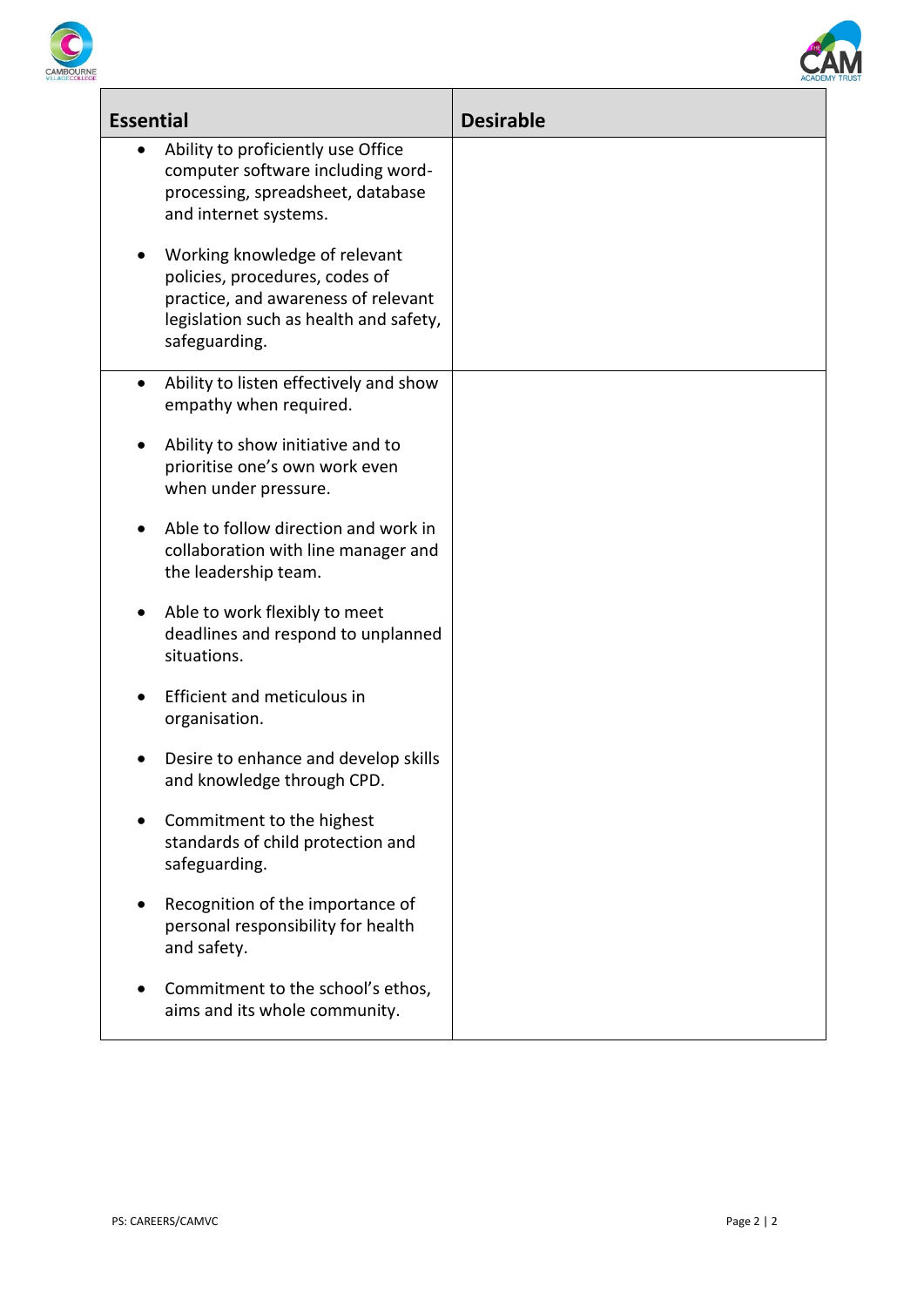| Essential | Desirable |
| --- | --- |
| • Ability to proficiently use Office computer software including word-processing, spreadsheet, database and internet systems.<br><br>• Working knowledge of relevant policies, procedures, codes of practice, and awareness of relevant legislation such as health and safety, safeguarding. | |
| • Ability to listen effectively and show empathy when required.<br><br>• Ability to show initiative and to prioritise one's own work even when under pressure.<br><br>• Able to follow direction and work in collaboration with line manager and the leadership team.<br><br>• Able to work flexibly to meet deadlines and respond to unplanned situations.<br><br>• Efficient and meticulous in organisation.<br><br>• Desire to enhance and develop skills and knowledge through CPD.<br><br>• Commitment to the highest standards of child protection and safeguarding.<br><br>• Recognition of the importance of personal responsibility for health and safety.<br><br>• Commitment to the school's ethos, aims and its whole community. | |

PS: CAREERS/CAMVC